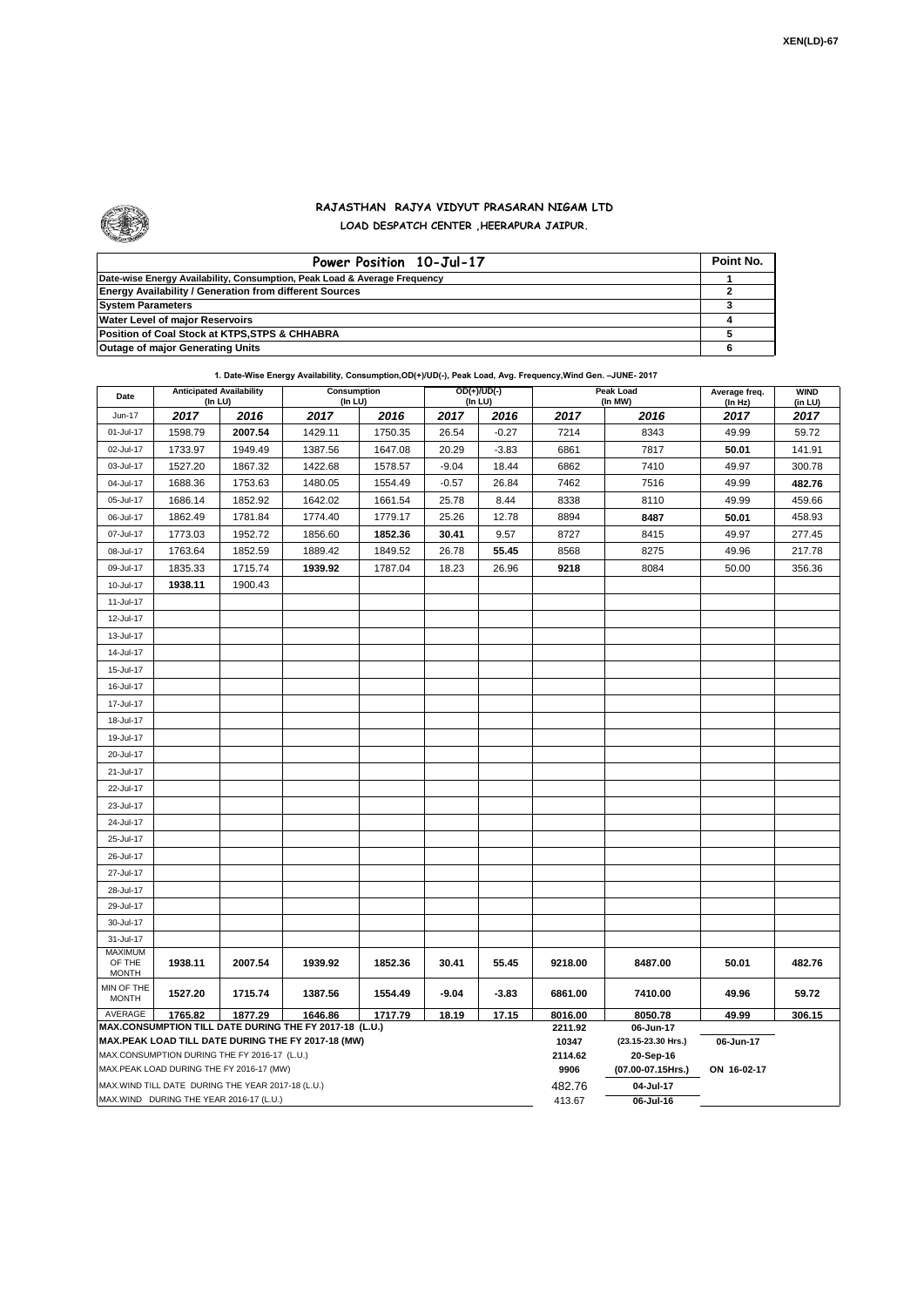XEN(LD)-67

# RAJASTHAN RAJYA VIDYUT PRASARAN NIGAM LTD
## LOAD DESPATCH CENTER ,HEERAPURA JAIPUR.

| Power Position 10-Jul-17 | Point No. |
|---|---|
| Date-wise Energy Availability, Consumption, Peak Load & Average Frequency | 1 |
| Energy Availability / Generation from different Sources | 2 |
| System Parameters | 3 |
| Water Level of major Reservoirs | 4 |
| Position of Coal Stock at KTPS,STPS & CHHABRA | 5 |
| Outage of major Generating Units | 6 |

**1. Date-Wise Energy Availability, Consumption,OD(+)/UD(-), Peak Load, Avg. Frequency,Wind Gen. –JUNE- 2017**

| Date | Anticipated Availability (In LU) | | Consumption (In LU) | | OD(+)/UD(-) (In LU) | | Peak Load (In MW) | | Average freq. (In Hz) | WIND (in LU) |
|---|---|---|---|---|---|---|---|---|---|---|
| Jun-17 | 2017 | 2016 | 2017 | 2016 | 2017 | 2016 | 2017 | 2016 | 2017 | 2017 |
| 01-Jul-17 | 1598.79 | **2007.54** | 1429.11 | 1750.35 | 26.54 | -0.27 | 7214 | 8343 | 49.99 | 59.72 |
| 02-Jul-17 | 1733.97 | 1949.49 | 1387.56 | 1647.08 | 20.29 | -3.83 | 6861 | 7817 | **50.01** | 141.91 |
| 03-Jul-17 | 1527.20 | 1867.32 | 1422.68 | 1578.57 | -9.04 | 18.44 | 6862 | 7410 | 49.97 | 300.78 |
| 04-Jul-17 | 1688.36 | 1753.63 | 1480.05 | 1554.49 | -0.57 | 26.84 | 7462 | 7516 | 49.99 | **482.76** |
| 05-Jul-17 | 1686.14 | 1852.92 | 1642.02 | 1661.54 | 25.78 | 8.44 | 8338 | 8110 | 49.99 | 459.66 |
| 06-Jul-17 | 1862.49 | 1781.84 | 1774.40 | 1779.17 | 25.26 | 12.78 | 8894 | **8487** | **50.01** | 458.93 |
| 07-Jul-17 | 1773.03 | 1952.72 | 1856.60 | **1852.36** | **30.41** | 9.57 | 8727 | 8415 | 49.97 | 277.45 |
| 08-Jul-17 | 1763.64 | 1852.59 | 1889.42 | 1849.52 | 26.78 | **55.45** | 8568 | 8275 | 49.96 | 217.78 |
| 09-Jul-17 | 1835.33 | 1715.74 | **1939.92** | 1787.04 | 18.23 | 26.96 | **9218** | 8084 | 50.00 | 356.36 |
| 10-Jul-17 | **1938.11** | 1900.43 | | | | | | | | |
| 11-Jul-17 | | | | | | | | | | |
| 12-Jul-17 | | | | | | | | | | |
| 13-Jul-17 | | | | | | | | | | |
| 14-Jul-17 | | | | | | | | | | |
| 15-Jul-17 | | | | | | | | | | |
| 16-Jul-17 | | | | | | | | | | |
| 17-Jul-17 | | | | | | | | | | |
| 18-Jul-17 | | | | | | | | | | |
| 19-Jul-17 | | | | | | | | | | |
| 20-Jul-17 | | | | | | | | | | |
| 21-Jul-17 | | | | | | | | | | |
| 22-Jul-17 | | | | | | | | | | |
| 23-Jul-17 | | | | | | | | | | |
| 24-Jul-17 | | | | | | | | | | |
| 25-Jul-17 | | | | | | | | | | |
| 26-Jul-17 | | | | | | | | | | |
| 27-Jul-17 | | | | | | | | | | |
| 28-Jul-17 | | | | | | | | | | |
| 29-Jul-17 | | | | | | | | | | |
| 30-Jul-17 | | | | | | | | | | |
| 31-Jul-17 | | | | | | | | | | |
| MAXIMUM OF THE MONTH | 1938.11 | 2007.54 | 1939.92 | 1852.36 | 30.41 | 55.45 | 9218.00 | 8487.00 | 50.01 | 482.76 |
| MIN OF THE MONTH | 1527.20 | 1715.74 | 1387.56 | 1554.49 | -9.04 | -3.83 | 6861.00 | 7410.00 | 49.96 | 59.72 |
| AVERAGE | 1765.82 | 1877.29 | 1646.86 | 1717.79 | 18.19 | 17.15 | 8016.00 | 8050.78 | 49.99 | 306.15 |
| MAX.CONSUMPTION TILL DATE DURING THE FY 2017-18 (L.U.) | | | | | | | 2211.92 | 06-Jun-17 | | |
| MAX.PEAK LOAD TILL DATE DURING THE FY 2017-18 (MW) | | | | | | | 10347 | (23.15-23.30 Hrs.) | 06-Jun-17 | |
| MAX.CONSUMPTION DURING THE FY 2016-17 (L.U.) | | | | | | | 2114.62 | 20-Sep-16 | | |
| MAX.PEAK LOAD DURING THE FY 2016-17 (MW) | | | | | | | 9906 | (07.00-07.15Hrs.) | ON 16-02-17 | |
| MAX.WIND TILL DATE DURING THE YEAR 2017-18 (L.U.) | | | | | | | 482.76 | 04-Jul-17 | | |
| MAX.WIND DURING THE YEAR 2016-17 (L.U.) | | | | | | | 413.67 | 06-Jul-16 | | |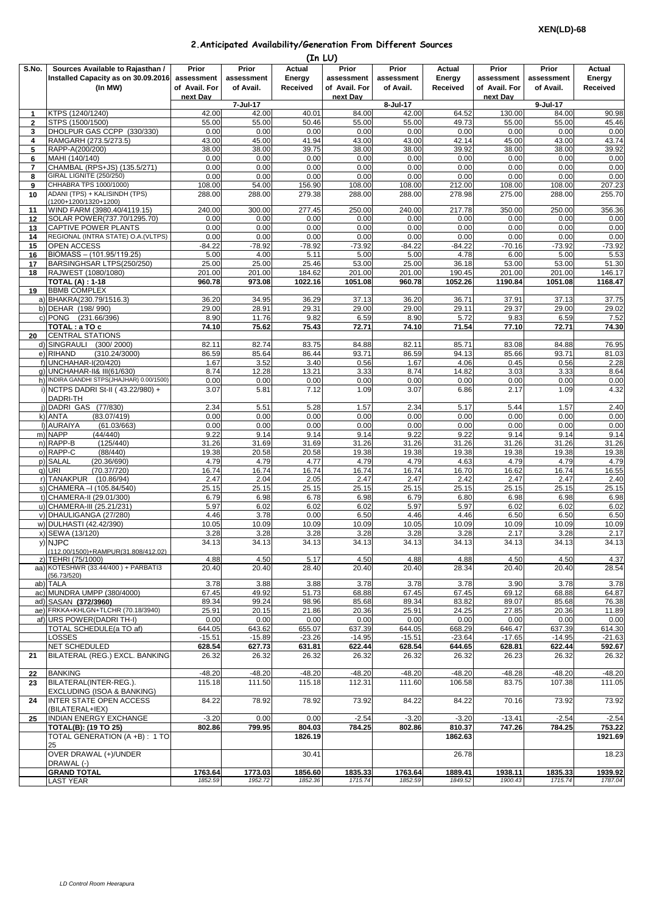XEN(LD)-68

## 2.Anticipated Availability/Generation From Different Sources

(In LU)

| S.No. | Sources Available to Rajasthan / Installed Capacity as on 30.09.2016 (In MW) | Prior assessment of Avail. For next Day | Prior assessment of Avail. | Actual Energy Received | Prior assessment of Avail. For next Day | Prior assessment of Avail. | Actual Energy Received | Prior assessment of Avail. For next Day | Prior assessment of Avail. | Actual Energy Received |
|---|---|---|---|---|---|---|---|---|---|---|
| | | | 7-Jul-17 | | | 8-Jul-17 | | | 9-Jul-17 | |
| 1 | KTPS (1240/1240) | 42.00 | 42.00 | 40.01 | 84.00 | 42.00 | 64.52 | 130.00 | 84.00 | 90.98 |
| 2 | STPS (1500/1500) | 55.00 | 55.00 | 50.46 | 55.00 | 55.00 | 49.73 | 55.00 | 55.00 | 45.46 |
| 3 | DHOLPUR GAS CCPP (330/330) | 0.00 | 0.00 | 0.00 | 0.00 | 0.00 | 0.00 | 0.00 | 0.00 | 0.00 |
| 4 | RAMGARH (273.5/273.5) | 43.00 | 45.00 | 41.94 | 43.00 | 43.00 | 42.14 | 45.00 | 43.00 | 43.74 |
| 5 | RAPP-A(200/200) | 38.00 | 38.00 | 39.75 | 38.00 | 38.00 | 39.92 | 38.00 | 38.00 | 39.92 |
| 6 | MAHI (140/140) | 0.00 | 0.00 | 0.00 | 0.00 | 0.00 | 0.00 | 0.00 | 0.00 | 0.00 |
| 7 | CHAMBAL (RPS+JS) (135.5/271) | 0.00 | 0.00 | 0.00 | 0.00 | 0.00 | 0.00 | 0.00 | 0.00 | 0.00 |
| 8 | GIRAL LIGNITE (250/250) | 0.00 | 0.00 | 0.00 | 0.00 | 0.00 | 0.00 | 0.00 | 0.00 | 0.00 |
| 9 | CHHABRA TPS 1000/1000) | 108.00 | 54.00 | 156.90 | 108.00 | 108.00 | 212.00 | 108.00 | 108.00 | 207.23 |
| 10 | ADANI (TPS) + KALISINDH (TPS) (1200+1200/1320+1200) | 288.00 | 288.00 | 279.38 | 288.00 | 288.00 | 278.98 | 275.00 | 288.00 | 255.70 |
| 11 | WIND FARM (3980.40/4119.15) | 240.00 | 300.00 | 277.45 | 250.00 | 240.00 | 217.78 | 350.00 | 250.00 | 356.36 |
| 12 | SOLAR POWER(737.70/1295.70) | 0.00 | 0.00 | 0.00 | 0.00 | 0.00 | 0.00 | 0.00 | 0.00 | 0.00 |
| 13 | CAPTIVE POWER PLANTS | 0.00 | 0.00 | 0.00 | 0.00 | 0.00 | 0.00 | 0.00 | 0.00 | 0.00 |
| 14 | REGIONAL (INTRA STATE) O.A.(VLTPS) | 0.00 | 0.00 | 0.00 | 0.00 | 0.00 | 0.00 | 0.00 | 0.00 | 0.00 |
| 15 | OPEN ACCESS | -84.22 | -78.92 | -78.92 | -73.92 | -84.22 | -84.22 | -70.16 | -73.92 | -73.92 |
| 16 | BIOMASS – (101.95/119.25) | 5.00 | 4.00 | 5.11 | 5.00 | 5.00 | 4.78 | 6.00 | 5.00 | 5.53 |
| 17 | BARSINGHSAR LTPS(250/250) | 25.00 | 25.00 | 25.46 | 53.00 | 25.00 | 36.18 | 53.00 | 53.00 | 51.30 |
| 18 | RAJWEST (1080/1080) | 201.00 | 201.00 | 184.62 | 201.00 | 201.00 | 190.45 | 201.00 | 201.00 | 146.17 |
| | **TOTAL (A) : 1-18** | **960.78** | **973.08** | **1022.16** | **1051.08** | **960.78** | **1052.26** | **1190.84** | **1051.08** | **1168.47** |
| 19 | BBMB COMPLEX | | | | | | | | | |
| a) | BHAKRA(230.79/1516.3) | 36.20 | 34.95 | 36.29 | 37.13 | 36.20 | 36.71 | 37.91 | 37.13 | 37.75 |
| b) | DEHAR (198/ 990) | 29.00 | 28.91 | 29.31 | 29.00 | 29.00 | 29.11 | 29.37 | 29.00 | 29.02 |
| c) | PONG (231.66/396) | 8.90 | 11.76 | 9.82 | 6.59 | 8.90 | 5.72 | 9.83 | 6.59 | 7.52 |
| | **TOTAL : a TO c** | **74.10** | **75.62** | **75.43** | **72.71** | **74.10** | **71.54** | **77.10** | **72.71** | **74.30** |
| 20 | CENTRAL STATIONS | | | | | | | | | |
| d) | SINGRAULI (300/ 2000) | 82.11 | 82.74 | 83.75 | 84.88 | 82.11 | 85.71 | 83.08 | 84.88 | 76.95 |
| e) | RIHAND (310.24/3000) | 86.59 | 85.64 | 86.44 | 93.71 | 86.59 | 94.13 | 85.66 | 93.71 | 81.03 |
| f) | UNCHAHAR-I(20/420) | 1.67 | 3.52 | 3.40 | 0.56 | 1.67 | 4.06 | 0.45 | 0.56 | 2.28 |
| g) | UNCHAHAR-II& III(61/630) | 8.74 | 12.28 | 13.21 | 3.33 | 8.74 | 14.82 | 3.03 | 3.33 | 8.64 |
| h) | INDIRA GANDHI STPS(JHAJHAR) 0.00/1500) | 0.00 | 0.00 | 0.00 | 0.00 | 0.00 | 0.00 | 0.00 | 0.00 | 0.00 |
| i) | NCTPS DADRI St-II ( 43.22/980) + DADRI-TH | 3.07 | 5.81 | 7.12 | 1.09 | 3.07 | 6.86 | 2.17 | 1.09 | 4.32 |
| j) | DADRI GAS (77/830) | 2.34 | 5.51 | 5.28 | 1.57 | 2.34 | 5.17 | 5.44 | 1.57 | 2.40 |
| k) | ANTA (83.07/419) | 0.00 | 0.00 | 0.00 | 0.00 | 0.00 | 0.00 | 0.00 | 0.00 | 0.00 |
| l) | AURAIYA (61.03/663) | 0.00 | 0.00 | 0.00 | 0.00 | 0.00 | 0.00 | 0.00 | 0.00 | 0.00 |
| m) | NAPP (44/440) | 9.22 | 9.14 | 9.14 | 9.14 | 9.22 | 9.22 | 9.14 | 9.14 | 9.14 |
| n) | RAPP-B (125/440) | 31.26 | 31.69 | 31.69 | 31.26 | 31.26 | 31.26 | 31.26 | 31.26 | 31.26 |
| o) | RAPP-C (88/440) | 19.38 | 20.58 | 20.58 | 19.38 | 19.38 | 19.38 | 19.38 | 19.38 | 19.38 |
| p) | SALAL (20.36/690) | 4.79 | 4.79 | 4.77 | 4.79 | 4.79 | 4.63 | 4.79 | 4.79 | 4.79 |
| q) | URI (70.37/720) | 16.74 | 16.74 | 16.74 | 16.74 | 16.74 | 16.70 | 16.62 | 16.74 | 16.55 |
| r) | TANAKPUR (10.86/94) | 2.47 | 2.04 | 2.05 | 2.47 | 2.47 | 2.42 | 2.47 | 2.47 | 2.40 |
| s) | CHAMERA –I (105.84/540) | 25.15 | 25.15 | 25.15 | 25.15 | 25.15 | 25.15 | 25.15 | 25.15 | 25.15 |
| t) | CHAMERA-II (29.01/300) | 6.79 | 6.98 | 6.78 | 6.98 | 6.79 | 6.80 | 6.98 | 6.98 | 6.98 |
| u) | CHAMERA-III (25.21/231) | 5.97 | 6.02 | 6.02 | 6.02 | 5.97 | 5.97 | 6.02 | 6.02 | 6.02 |
| v) | DHAULIGANGA (27/280) | 4.46 | 3.78 | 0.00 | 6.50 | 4.46 | 4.46 | 6.50 | 6.50 | 6.50 |
| w) | DULHASTI (42.42/390) | 10.05 | 10.09 | 10.09 | 10.09 | 10.05 | 10.09 | 10.09 | 10.09 | 10.09 |
| x) | SEWA (13/120) | 3.28 | 3.28 | 3.28 | 3.28 | 3.28 | 3.28 | 2.17 | 3.28 | 2.17 |
| y) | NJPC (112.00/1500)+RAMPUR(31.808/412.02) | 34.13 | 34.13 | 34.13 | 34.13 | 34.13 | 34.13 | 34.13 | 34.13 | 34.13 |
| z) | TEHRI (75/1000) | 4.88 | 4.50 | 5.17 | 4.50 | 4.88 | 4.88 | 4.50 | 4.50 | 4.37 |
| aa) | KOTESHWR (33.44/400 ) + PARBATI3 (56.73/520) | 20.40 | 20.40 | 28.40 | 20.40 | 20.40 | 28.34 | 20.40 | 20.40 | 28.54 |
| ab) | TALA | 3.78 | 3.88 | 3.88 | 3.78 | 3.78 | 3.78 | 3.90 | 3.78 | 3.78 |
| ac) | MUNDRA UMPP (380/4000) | 67.45 | 49.92 | 51.73 | 68.88 | 67.45 | 67.45 | 69.12 | 68.88 | 64.87 |
| ad) | SASAN **(372/3960)** | 89.34 | 99.24 | 98.96 | 85.68 | 89.34 | 83.82 | 89.07 | 85.68 | 76.38 |
| ae) | FRKKA+KHLGN+TLCHR (70.18/3940) | 25.91 | 20.15 | 21.86 | 20.36 | 25.91 | 24.25 | 27.85 | 20.36 | 11.89 |
| af) | URS POWER(DADRI TH-I) | 0.00 | 0.00 | 0.00 | 0.00 | 0.00 | 0.00 | 0.00 | 0.00 | 0.00 |
| | TOTAL SCHEDULE(a TO af) | 644.05 | 643.62 | 655.07 | 637.39 | 644.05 | 668.29 | 646.47 | 637.39 | 614.30 |
| | LOSSES | -15.51 | -15.89 | -23.26 | -14.95 | -15.51 | -23.64 | -17.65 | -14.95 | -21.63 |
| | NET SCHEDULED | 628.54 | 627.73 | 631.81 | 622.44 | 628.54 | 644.65 | 628.81 | 622.44 | 592.67 |
| 21 | BILATERAL (REG.) EXCL. BANKING | 26.32 | 26.32 | 26.32 | 26.32 | 26.32 | 26.32 | 26.23 | 26.32 | 26.32 |
| 22 | BANKING | -48.20 | -48.20 | -48.20 | -48.20 | -48.20 | -48.20 | -48.28 | -48.20 | -48.20 |
| 23 | BILATERAL(INTER-REG.). EXCLUDING (ISOA & BANKING) | 115.18 | 111.50 | 115.18 | 112.31 | 111.60 | 106.58 | 83.75 | 107.38 | 111.05 |
| 24 | INTER STATE OPEN ACCESS (BILATERAL+IEX) | 84.22 | 78.92 | 78.92 | 73.92 | 84.22 | 84.22 | 70.16 | 73.92 | 73.92 |
| 25 | INDIAN ENERGY EXCHANGE | -3.20 | 0.00 | 0.00 | -2.54 | -3.20 | -3.20 | -13.41 | -2.54 | -2.54 |
| | **TOTAL(B): (19 TO 25)** | **802.86** | **799.95** | **804.03** | **784.25** | **802.86** | **810.37** | **747.26** | **784.25** | **753.22** |
| | TOTAL GENERATION (A +B) : 1 TO 25 | | | **1826.19** | | | **1862.63** | | | **1921.69** |
| | OVER DRAWAL (+)/UNDER DRAWAL (-) | | | 30.41 | | | 26.78 | | | 18.23 |
| | **GRAND TOTAL** | **1763.64** | **1773.03** | **1856.60** | **1835.33** | **1763.64** | **1889.41** | **1938.11** | **1835.33** | **1939.92** |
| | LAST YEAR | *1852.59* | *1952.72* | *1852.36* | *1715.74* | *1852.59* | *1849.52* | *1900.43* | *1715.74* | *1787.04* |

*LD Control Room Heerapura*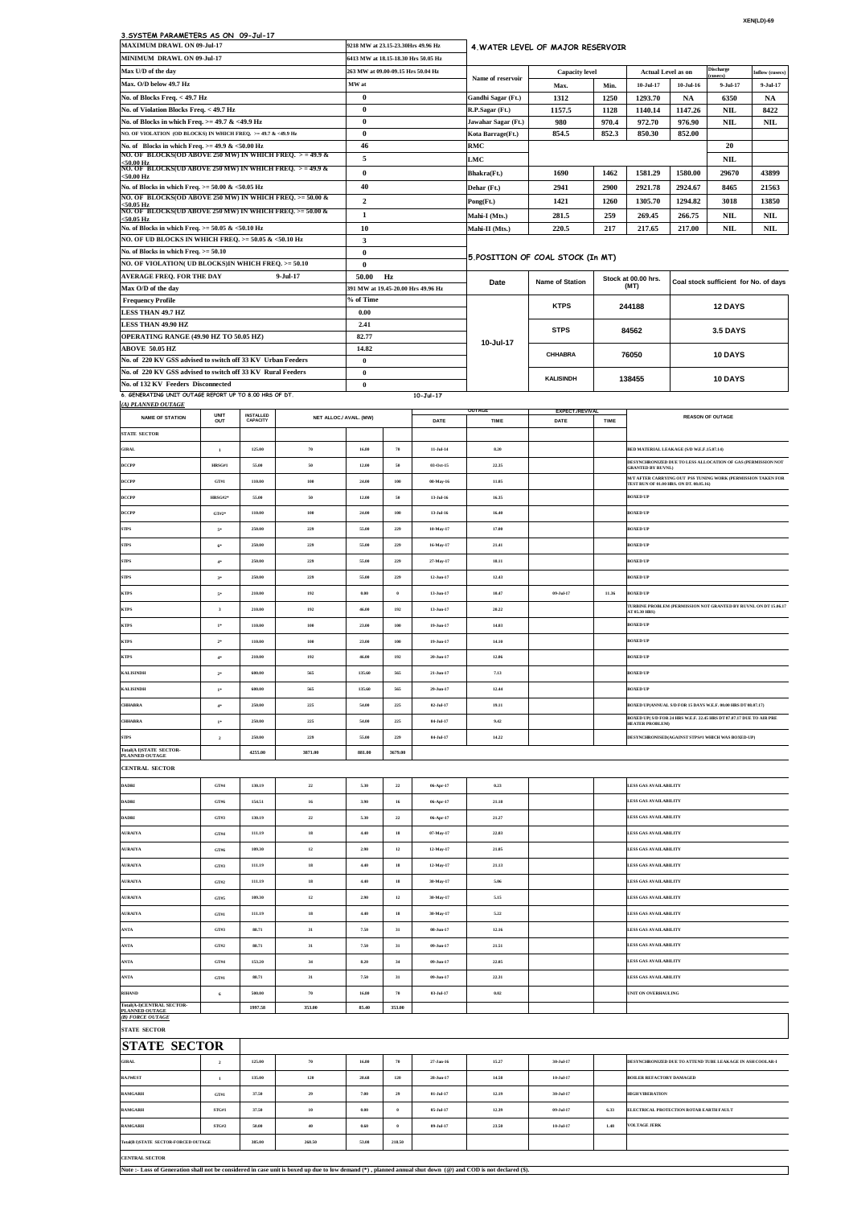XEN(LD)-69

## 3. SYSTEM PARAMETERS AS ON 09-Jul-17

| | |
|---|---|
| MAXIMUM DRAWL ON 09-Jul-17 | 9218 MW at 23.15-23.30Hrs 49.96 Hz |
| MINIMUM DRAWL ON 09-Jul-17 | 6413 MW at 18.15-18.30 Hrs 50.05 Hz |
| Max U/D of the day | 263 MW at 09.00-09.15 Hrs 50.04 Hz |
| Max. O/D below 49.7 Hz | MW at |
| No. of Blocks Freq. < 49.7 Hz | 0 |
| No. of Violation Blocks Freq. < 49.7 Hz | 0 |
| No. of Blocks in which Freq. >= 49.7 & <49.9 Hz | 0 |
| NO. OF VIOLATION (OD BLOCKS) IN WHICH FREQ. >= 49.7 & <49.9 Hz | 0 |
| No. of Blocks in which Freq. >= 49.9 & <50.00 Hz | 46 |
| NO. OF BLOCKS(OD ABOVE 250 MW) IN WHICH FREQ. >= 49.9 & <50.00 Hz | 5 |
| NO. OF BLOCKS(UD ABOVE 250 MW) IN WHICH FREQ. >= 49.9 & <50.00 Hz | 0 |
| No. of Blocks in which Freq. >= 50.00 & <50.05 Hz | 40 |
| NO. OF BLOCKS(OD ABOVE 250 MW) IN WHICH FREQ. >= 50.00 & <50.05 Hz | 2 |
| NO. OF BLOCKS(UD ABOVE 250 MW) IN WHICH FREQ. >= 50.00 & <50.05 Hz | 1 |
| No. of Blocks in which Freq. >= 50.05 & <50.10 Hz | 10 |
| NO. OF UD BLOCKS IN WHICH FREQ. >= 50.05 & <50.10 Hz | 3 |
| No. of Blocks in which Freq. >= 50.10 | 0 |
| NO. OF VIOLATION( UD BLOCKS)IN WHICH FREQ. >= 50.10 | 0 |
| AVERAGE FREQ. FOR THE DAY 9-Jul-17 | 50.00 Hz |
| Max O/D of the day | 391 MW at 19.45-20.00 Hrs 49.96 Hz |
| Frequency Profile | % of Time |
| LESS THAN 49.7 HZ | 0.00 |
| LESS THAN 49.90 HZ | 2.41 |
| OPERATING RANGE (49.90 HZ TO 50.05 HZ) | 82.77 |
| ABOVE 50.05 HZ | 14.82 |
| No. of 220 KV GSS advised to switch off 33 KV Urban Feeders | 0 |
| No. of 220 KV GSS advised to switch off 33 KV Rural Feeders | 0 |
| No. of 132 KV Feeders Disconnected | 0 |

## 4. WATER LEVEL OF MAJOR RESERVOIR

| Name of reservoir | Capacity level Max. | Capacity level Min. | Actual Level as on 10-Jul-17 | Actual Level as on 10-Jul-16 | Discharge (cusecs) 9-Jul-17 | Inflow (cusecs) 9-Jul-17 |
|---|---|---|---|---|---|---|
| Gandhi Sagar (Ft.) | 1312 | 1250 | 1293.70 | NA | 6350 | NA |
| R.P.Sagar (Ft.) | 1157.5 | 1128 | 1140.14 | 1147.26 | NIL | 8422 |
| Jawahar Sagar (Ft.) | 980 | 970.4 | 972.70 | 976.90 | NIL | NIL |
| Kota Barrage(Ft.) | 854.5 | 852.3 | 850.30 | 852.00 | | |
| RMC | | | | | 20 | |
| LMC | | | | | NIL | |
| Bhakra(Ft.) | 1690 | 1462 | 1581.29 | 1580.00 | 29670 | 43899 |
| Dehar (Ft.) | 2941 | 2900 | 2921.78 | 2924.67 | 8465 | 21563 |
| Pong(Ft.) | 1421 | 1260 | 1305.70 | 1294.82 | 3018 | 13850 |
| Mahi-I (Mts.) | 281.5 | 259 | 269.45 | 266.75 | NIL | NIL |
| Mahi-II (Mts.) | 220.5 | 217 | 217.65 | 217.00 | NIL | NIL |

## 5. POSITION OF COAL STOCK (In MT)

| Date | Name of Station | Stock at 00.00 hrs. (MT) | Coal stock sufficient for No. of days |
|---|---|---|---|
| 10-Jul-17 | KTPS | 244188 | 12 DAYS |
| | STPS | 84562 | 3.5 DAYS |
| | CHHABRA | 76050 | 10 DAYS |
| | KALISINDH | 138455 | 10 DAYS |

## 6. GENERATING UNIT OUTAGE REPORT UP TO 8.00 HRS OF DT. 10-Jul-17

### (A) PLANNED OUTAGE

| NAME OF STATION | UNIT OUT | INSTALLED CAPACITY | NET ALLOC./ AVAIL. (MW) | | | OUTAGE DATE | OUTAGE TIME | EXPECT./REVIVAL DATE | EXPECT./REVIVAL TIME | REASON OF OUTAGE |
|---|---|---|---|---|---|---|---|---|---|---|
| **STATE SECTOR** | | | | | | | | | | |
| GIRAL | 1 | 125.00 | 70 | 16.80 | 70 | 11-Jul-14 | 8.20 | | | BED MATERIAL LEAKAGE (S/D W.E.F.13.07.14) |
| DCCPP | HRSG#1 | 55.00 | 50 | 12.00 | 50 | 02-Oct-15 | 22.35 | | | DESYNCHRONIZED DUE TO LESS ALLOCATION OF GAS (PERMISSION NOT GRANTED BY RUVNL) |
| DCCPP | GT#1 | 110.00 | 100 | 24.00 | 100 | 08-May-16 | 11.05 | | | W/T AFTER CARRYING OUT PSS TUNING WORK (PERMISSION TAKEN FOR TEST RUN OF 01.00 HRS. ON DT. 08.05.16) |
| DCCPP | HRSG#2* | 55.00 | 50 | 12.00 | 50 | 13-Jul-16 | 16.35 | | | BOXED UP |
| DCCPP | GT#2* | 110.00 | 100 | 24.00 | 100 | 13-Jul-16 | 16.40 | | | BOXED UP |
| STPS | 5* | 250.00 | 229 | 55.00 | 229 | 10-May-17 | 17.00 | | | BOXED UP |
| STPS | 6* | 250.00 | 229 | 55.00 | 229 | 16-May-17 | 21.41 | | | BOXED UP |
| STPS | 4* | 250.00 | 229 | 55.00 | 229 | 27-May-17 | 18.11 | | | BOXED UP |
| STPS | 3* | 250.00 | 229 | 55.00 | 229 | 12-Jun-17 | 12.43 | | | BOXED UP |
| KTPS | 5* | 210.00 | 192 | 0.00 | 0 | 13-Jun-17 | 18.47 | 09-Jul-17 | 11.36 | BOXED UP |
| KTPS | 3 | 210.00 | 192 | 46.00 | 192 | 13-Jun-17 | 20.22 | | | TURBINE PROBLEM (PERMISSION NOT GRANTED BY RUVNL ON DT 15.06.17 AT 05.30 HRS) |
| KTPS | 1* | 110.00 | 100 | 23.00 | 100 | 19-Jun-17 | 14.03 | | | BOXED UP |
| KTPS | 2* | 110.00 | 100 | 23.00 | 100 | 19-Jun-17 | 14.10 | | | BOXED UP |
| KTPS | 4* | 210.00 | 192 | 46.00 | 192 | 20-Jun-17 | 12.06 | | | BOXED UP |
| KALISINDH | 2* | 600.00 | 565 | 135.60 | 565 | 21-Jun-17 | 7.13 | | | BOXED UP |
| KALISINDH | 1* | 600.00 | 565 | 135.60 | 565 | 29-Jun-17 | 12.44 | | | BOXED UP |
| CHHABRA | 4* | 250.00 | 225 | 54.00 | 225 | 02-Jul-17 | 19.11 | | | BOXED UP(ANNUAL S/D FOR 15 DAYS W.E.F. 00.00 HRS DT 08.07.17) |
| CHHABRA | 1* | 250.00 | 225 | 54.00 | 225 | 04-Jul-17 | 9.42 | | | BOXED UP( S/D FOR 24 HRS W.E.F. 22.45 HRS DT 07.07.17 DUE TO AIR PRE HEATER PROBLEM) |
| STPS | 2 | 250.00 | 229 | 55.00 | 229 | 04-Jul-17 | 14.22 | | | DESYNCHRONISED(AGAINST STPS#1 WHICH WAS BOXED-UP) |
| Total(A1)STATE SECTOR-PLANNED OUTAGE | | 4255.00 | 3871.00 | 881.00 | 3679.00 | | | | | |
| **CENTRAL SECTOR** | | | | | | | | | | |
| DADRI | GT#4 | 130.19 | 22 | 5.30 | 22 | 06-Apr-17 | 0.23 | | | LESS GAS AVAILABILITY |
| DADRI | GT#6 | 154.51 | 16 | 3.90 | 16 | 06-Apr-17 | 21.18 | | | LESS GAS AVAILABILITY |
| DADRI | GT#3 | 130.19 | 22 | 5.30 | 22 | 06-Apr-17 | 21.27 | | | LESS GAS AVAILABILITY |
| AURAIYA | GT#4 | 111.19 | 18 | 4.40 | 18 | 07-May-17 | 22.03 | | | LESS GAS AVAILABILITY |
| AURAIYA | GT#6 | 109.30 | 12 | 2.90 | 12 | 12-May-17 | 21.05 | | | LESS GAS AVAILABILITY |
| AURAIYA | GT#3 | 111.19 | 18 | 4.40 | 18 | 12-May-17 | 21.13 | | | LESS GAS AVAILABILITY |
| AURAIYA | GT#2 | 111.19 | 18 | 4.40 | 18 | 30-May-17 | 5.06 | | | LESS GAS AVAILABILITY |
| AURAIYA | GT#5 | 109.30 | 12 | 2.90 | 12 | 30-May-17 | 5.15 | | | LESS GAS AVAILABILITY |
| AURAIYA | GT#1 | 111.19 | 18 | 4.40 | 18 | 30-May-17 | 5.22 | | | LESS GAS AVAILABILITY |
| ANTA | GT#3 | 88.71 | 31 | 7.50 | 31 | 08-Jun-17 | 12.16 | | | LESS GAS AVAILABILITY |
| ANTA | GT#2 | 88.71 | 31 | 7.50 | 31 | 09-Jun-17 | 21.51 | | | LESS GAS AVAILABILITY |
| ANTA | GT#4 | 153.20 | 34 | 8.20 | 34 | 09-Jun-17 | 22.05 | | | LESS GAS AVAILABILITY |
| ANTA | GT#1 | 88.71 | 31 | 7.50 | 31 | 09-Jun-17 | 22.31 | | | LESS GAS AVAILABILITY |
| RIHAND | 6 | 500.00 | 70 | 16.80 | 70 | 03-Jul-17 | 0.02 | | | UNIT ON OVERHAULING |
| Total(A2)CENTRAL SECTOR-PLANNED OUTAGE | | 1997.58 | 353.00 | 85.40 | 353.00 | | | | | |

### (B) FORCE OUTAGE

| NAME OF STATION | UNIT OUT | INSTALLED CAPACITY | NET ALLOC./ AVAIL. (MW) | | | OUTAGE DATE | OUTAGE TIME | EXPECT./REVIVAL DATE | EXPECT./REVIVAL TIME | REASON OF OUTAGE |
|---|---|---|---|---|---|---|---|---|---|---|
| **STATE SECTOR** | | | | | | | | | | |
| GIRAL | 2 | 125.00 | 70 | 16.80 | 70 | 27-Jan-16 | 15.27 | 30-Jul-17 | | DESYNCHRONIZED DUE TO ATTEND TUBE LEAKAGE IN ASH COOLAR-I |
| RAJWEST | 1 | 135.00 | 120 | 28.60 | 120 | 28-Jun-17 | 14.58 | 10-Jul-17 | | BOILER REFACTORY DAMAGED |
| RAMGARH | GT#1 | 37.50 | 29 | 7.00 | 29 | 01-Jul-17 | 12.19 | 30-Jul-17 | | HIGH VIBERATION |
| RAMGARH | STG#1 | 37.50 | 10 | 0.00 | 0 | 05-Jul-17 | 12.39 | 09-Jul-17 | 6.31 | ELECTRICAL PROTECTION ROTAR EARTH FAULT |
| RAMGARH | STG#2 | 50.00 | 40 | 0.60 | 0 | 09-Jul-17 | 23.50 | 10-Jul-17 | 1.48 | VOLTAGE JERK |
| Total(B1)STATE SECTOR-FORCED OUTAGE | | 385.00 | 269.50 | 53.00 | 218.50 | | | | | |
| **CENTRAL SECTOR** | | | | | | | | | | |

Note :- Loss of Generation shall not be considered in case unit is boxed up due to low demand (*) , planned annual shut down (@) and COD is not declared ($).